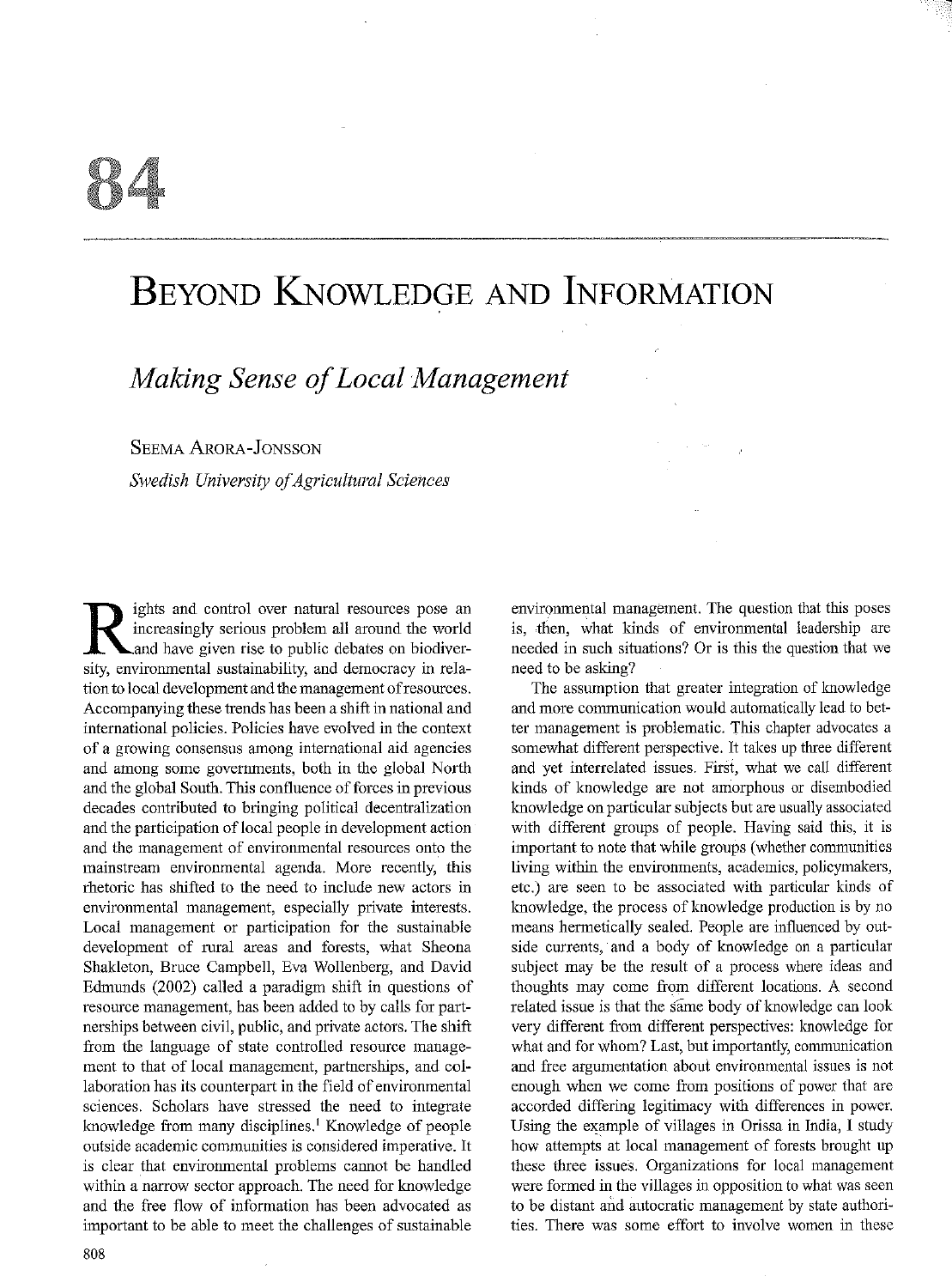84

# Beyond Knowledge and Information

## *Making Sense of Local Management*

Seema Arora-Jonsson

*Swedish University of Agricultural Sciences*

Rights and control over natural resources pose an increasingly serious problem all around the world and have given rise to public debates on biodiversity, environmental sustainability, and democracy in relation to local development and the management of resources. Accompanying these trends has been a shift in national and international policies. Policies have evolved in the context of a growing consensus among international aid agencies and among some governments, both in the global North and the global South. This confluence of forces in previous decades contributed to bringing political decentralization and the participation of local people in development action and the management of environmental resources onto the mainstream environmental agenda. More recently, this rhetoric has shifted to the need to include new actors in environmental management, especially private interests. Local management or participation for the sustainable development of rural areas and forests, what Sheona Shakleton, Bruce Campbell, Eva Wollenberg, and David Edmunds (2002) called a paradigm shift in questions of resource management, has been added to by calls for partnerships between civil, public, and private actors. The shift from the language of state controlled resource management to that of local management, partnerships, and collaboration has its counterpart in the field of environmental sciences. Scholars have stressed the need to integrate knowledge from many disciplines.[1] Knowledge of people outside academic communities is considered imperative. It is clear that environmental problems cannot be handled within a narrow sector approach. The need for knowledge and the free flow of information has been advocated as important to be able to meet the challenges of sustainable environmental management. The question that this poses is, then, what kinds of environmental leadership are needed in such situations? Or is this the question that we need to be asking?

The assumption that greater integration of knowledge and more communication would automatically lead to better management is problematic. This chapter advocates a somewhat different perspective. It takes up three different and yet interrelated issues. First, what we call different kinds of knowledge are not amorphous or disembodied knowledge on particular subjects but are usually associated with different groups of people. Having said this, it is important to note that while groups (whether communities living within the environments, academics, policymakers, etc.) are seen to be associated with particular kinds of knowledge, the process of knowledge production is by no means hermetically sealed. People are influenced by outside currents, and a body of knowledge on a particular subject may be the result of a process where ideas and thoughts may come from different locations. A second related issue is that the same body of knowledge can look very different from different perspectives: knowledge for what and for whom? Last, but importantly, communication and free argumentation about environmental issues is not enough when we come from positions of power that are accorded differing legitimacy with differences in power. Using the example of villages in Orissa in India, I study how attempts at local management of forests brought up these three issues. Organizations for local management were formed in the villages in opposition to what was seen to be distant and autocratic management by state authorities. There was some effort to involve women in these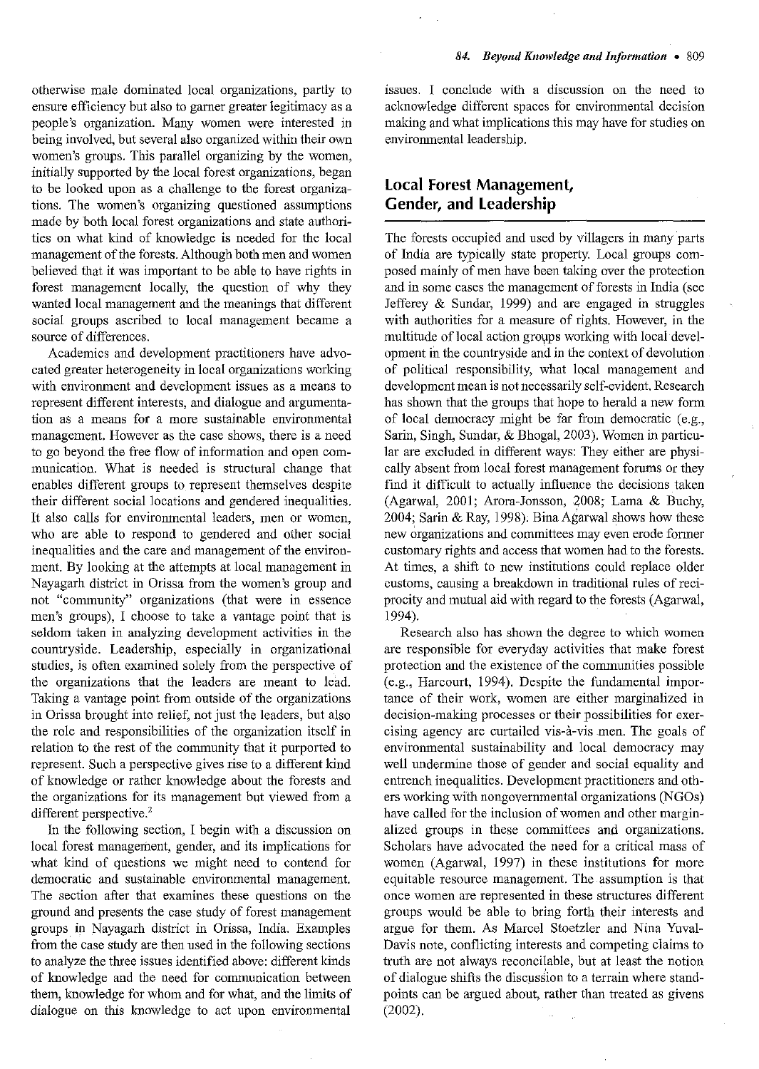otherwise male dominated local organizations, partly to ensure efficiency but also to garner greater legitimacy as a people's organization. Many women were interested in being involved, but several also organized within their own women's groups. This parallel organizing by the women, initially supported by the local forest organizations, began to be looked upon as a challenge to the forest organizations. The women's organizing questioned assumptions made by both local forest organizations and state authorities on what kind of knowledge is needed for the local management of the forests. Although both men and women believed that it was important to be able to have rights in forest management locally, the question of why they wanted local management and the meanings that different social groups ascribed to local management became a source of differences.

Academics and development practitioners have advocated greater heterogeneity in local organizations working with environment and development issues as a means to represent different interests, and dialogue and argumentation as a means for a more sustainable environmental management. However as the case shows, there is a need to go beyond the free flow of information and open communication. What is needed is structural change that enables different groups to represent themselves despite their different social locations and gendered inequalities. It also calls for environmental leaders, men or women, who are able to respond to gendered and other social inequalities and the care and management of the environment. By looking at the attempts at local management in Nayagarh district in Orissa from the women's group and not "community" organizations (that were in essence men's groups), I choose to take a vantage point that is seldom taken in analyzing development activities in the countryside. Leadership, especially in organizational studies, is often examined solely from the perspective of the organizations that the leaders are meant to lead. Taking a vantage point from outside of the organizations in Orissa brought into relief, not just the leaders, but also the role and responsibilities of the organization itself in relation to the rest of the community that it purported to represent. Such a perspective gives rise to a different kind of knowledge or rather knowledge about the forests and the organizations for its management but viewed from a different perspective.[2]

In the following section, I begin with a discussion on local forest management, gender, and its implications for what kind of questions we might need to contend for democratic and sustainable environmental management. The section after that examines these questions on the ground and presents the case study of forest management groups in Nayagarh district in Orissa, India. Examples from the case study are then used in the following sections to analyze the three issues identified above: different kinds of knowledge and the need for communication between them, knowledge for whom and for what, and the limits of dialogue on this knowledge to act upon environmental issues. I conclude with a discussion on the need to acknowledge different spaces for environmental decision making and what implications this may have for studies on environmental leadership.

## Local Forest Management, Gender, and Leadership

The forests occupied and used by villagers in many parts of India are typically state property. Local groups composed mainly of men have been taking over the protection and in some cases the management of forests in India (see Jefferey & Sundar, 1999) and are engaged in struggles with authorities for a measure of rights. However, in the multitude of local action groups working with local development in the countryside and in the context of devolution of political responsibility, what local management and development mean is not necessarily self-evident. Research has shown that the groups that hope to herald a new form of local democracy might be far from democratic (e.g., Sarin, Singh, Sundar, & Bhogal, 2003). Women in particular are excluded in different ways: They either are physically absent from local forest management forums or they find it difficult to actually influence the decisions taken (Agarwal, 2001; Arora-Jonsson, 2008; Lama & Buchy, 2004; Sarin & Ray, 1998). Bina Agarwal shows how these new organizations and committees may even erode former customary rights and access that women had to the forests. At times, a shift to new institutions could replace older customs, causing a breakdown in traditional rules of reciprocity and mutual aid with regard to the forests (Agarwal, 1994).

Research also has shown the degree to which women are responsible for everyday activities that make forest protection and the existence of the communities possible (e.g., Harcourt, 1994). Despite the fundamental importance of their work, women are either marginalized in decision-making processes or their possibilities for exercising agency are curtailed vis-à-vis men. The goals of environmental sustainability and local democracy may well undermine those of gender and social equality and entrench inequalities. Development practitioners and others working with nongovernmental organizations (NGOs) have called for the inclusion of women and other marginalized groups in these committees and organizations. Scholars have advocated the need for a critical mass of women (Agarwal, 1997) in these institutions for more equitable resource management. The assumption is that once women are represented in these structures different groups would be able to bring forth their interests and argue for them. As Marcel Stoetzler and Nina Yuval-Davis note, conflicting interests and competing claims to truth are not always reconcilable, but at least the notion of dialogue shifts the discussion to a terrain where standpoints can be argued about, rather than treated as givens (2002).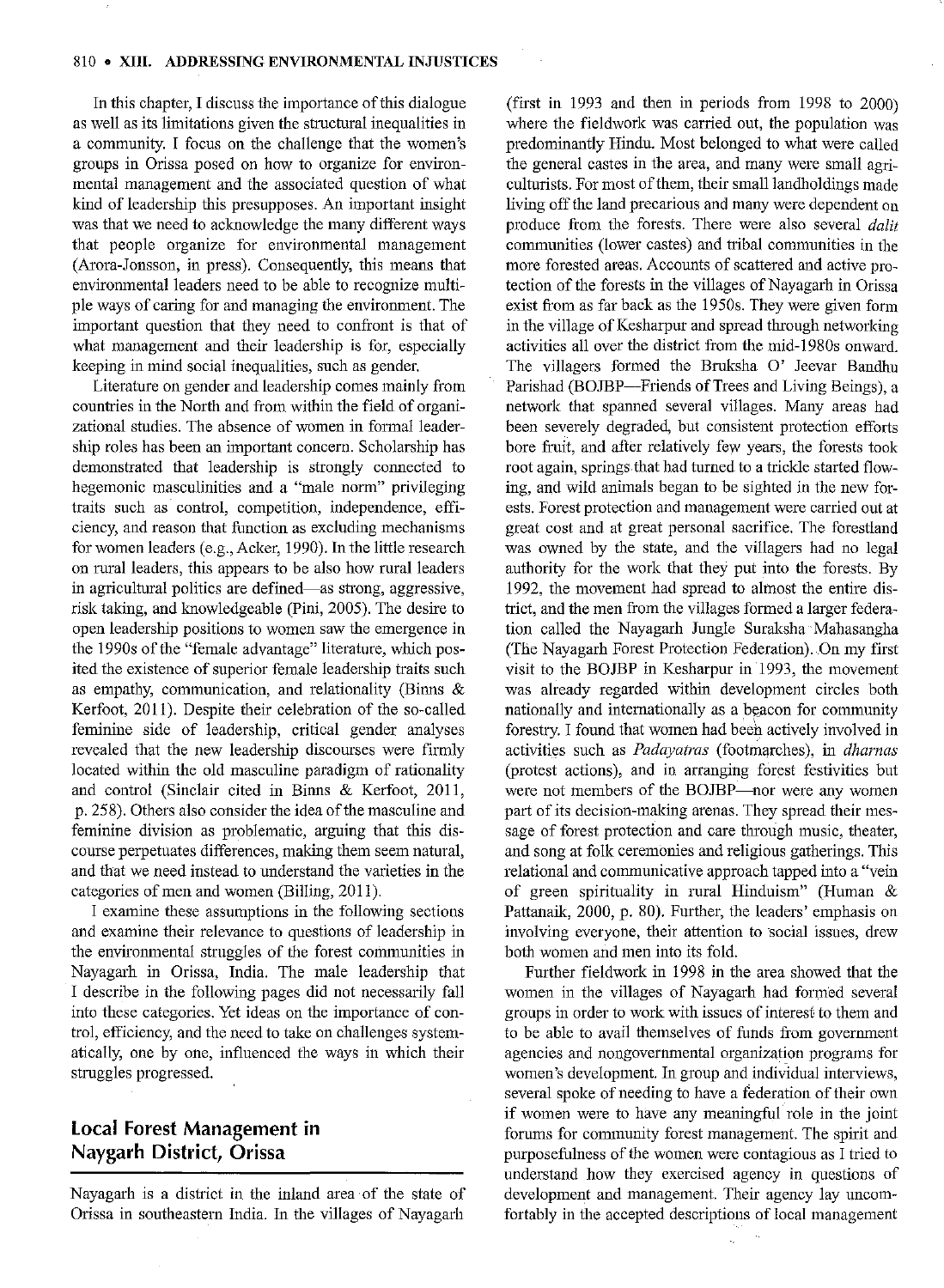In this chapter, I discuss the importance of this dialogue as well as its limitations given the structural inequalities in a community. I focus on the challenge that the women's groups in Orissa posed on how to organize for environmental management and the associated question of what kind of leadership this presupposes. An important insight was that we need to acknowledge the many different ways that people organize for environmental management (Arora-Jonsson, in press). Consequently, this means that environmental leaders need to be able to recognize multiple ways of caring for and managing the environment. The important question that they need to confront is that of what management and their leadership is for, especially keeping in mind social inequalities, such as gender.

Literature on gender and leadership comes mainly from countries in the North and from within the field of organizational studies. The absence of women in formal leadership roles has been an important concern. Scholarship has demonstrated that leadership is strongly connected to hegemonic masculinities and a "male norm" privileging traits such as control, competition, independence, efficiency, and reason that function as excluding mechanisms for women leaders (e.g., Acker, 1990). In the little research on rural leaders, this appears to be also how rural leaders in agricultural politics are defined—as strong, aggressive, risk taking, and knowledgeable (Pini, 2005). The desire to open leadership positions to women saw the emergence in the 1990s of the "female advantage" literature, which posited the existence of superior female leadership traits such as empathy, communication, and relationality (Binns & Kerfoot, 2011). Despite their celebration of the so-called feminine side of leadership, critical gender analyses revealed that the new leadership discourses were firmly located within the old masculine paradigm of rationality and control (Sinclair cited in Binns & Kerfoot, 2011, p. 258). Others also consider the idea of the masculine and feminine division as problematic, arguing that this discourse perpetuates differences, making them seem natural, and that we need instead to understand the varieties in the categories of men and women (Billing, 2011).

I examine these assumptions in the following sections and examine their relevance to questions of leadership in the environmental struggles of the forest communities in Nayagarh in Orissa, India. The male leadership that I describe in the following pages did not necessarily fall into these categories. Yet ideas on the importance of control, efficiency, and the need to take on challenges systematically, one by one, influenced the ways in which their struggles progressed.

## Local Forest Management in Naygarh District, Orissa

Nayagarh is a district in the inland area of the state of Orissa in southeastern India. In the villages of Nayagarh (first in 1993 and then in periods from 1998 to 2000) where the fieldwork was carried out, the population was predominantly Hindu. Most belonged to what were called the general castes in the area, and many were small agriculturists. For most of them, their small landholdings made living off the land precarious and many were dependent on produce from the forests. There were also several *dalit* communities (lower castes) and tribal communities in the more forested areas. Accounts of scattered and active protection of the forests in the villages of Nayagarh in Orissa exist from as far back as the 1950s. They were given form in the village of Kesharpur and spread through networking activities all over the district from the mid-1980s onward. The villagers formed the Bruksha O' Jeevar Bandhu Parishad (BOJBP—Friends of Trees and Living Beings), a network that spanned several villages. Many areas had been severely degraded, but consistent protection efforts bore fruit, and after relatively few years, the forests took root again, springs that had turned to a trickle started flowing, and wild animals began to be sighted in the new forests. Forest protection and management were carried out at great cost and at great personal sacrifice. The forestland was owned by the state, and the villagers had no legal authority for the work that they put into the forests. By 1992, the movement had spread to almost the entire district, and the men from the villages formed a larger federation called the Nayagarh Jungle Suraksha Mahasangha (The Nayagarh Forest Protection Federation). On my first visit to the BOJBP in Kesharpur in 1993, the movement was already regarded within development circles both nationally and internationally as a beacon for community forestry. I found that women had been actively involved in activities such as *Padayatras* (footmarches), in *dharnas* (protest actions), and in arranging forest festivities but were not members of the BOJBP—nor were any women part of its decision-making arenas. They spread their message of forest protection and care through music, theater, and song at folk ceremonies and religious gatherings. This relational and communicative approach tapped into a "vein of green spirituality in rural Hinduism" (Human & Pattanaik, 2000, p. 80). Further, the leaders' emphasis on involving everyone, their attention to social issues, drew both women and men into its fold.

Further fieldwork in 1998 in the area showed that the women in the villages of Nayagarh had formed several groups in order to work with issues of interest to them and to be able to avail themselves of funds from government agencies and nongovernmental organization programs for women's development. In group and individual interviews, several spoke of needing to have a federation of their own if women were to have any meaningful role in the joint forums for community forest management. The spirit and purposefulness of the women were contagious as I tried to understand how they exercised agency in questions of development and management. Their agency lay uncomfortably in the accepted descriptions of local management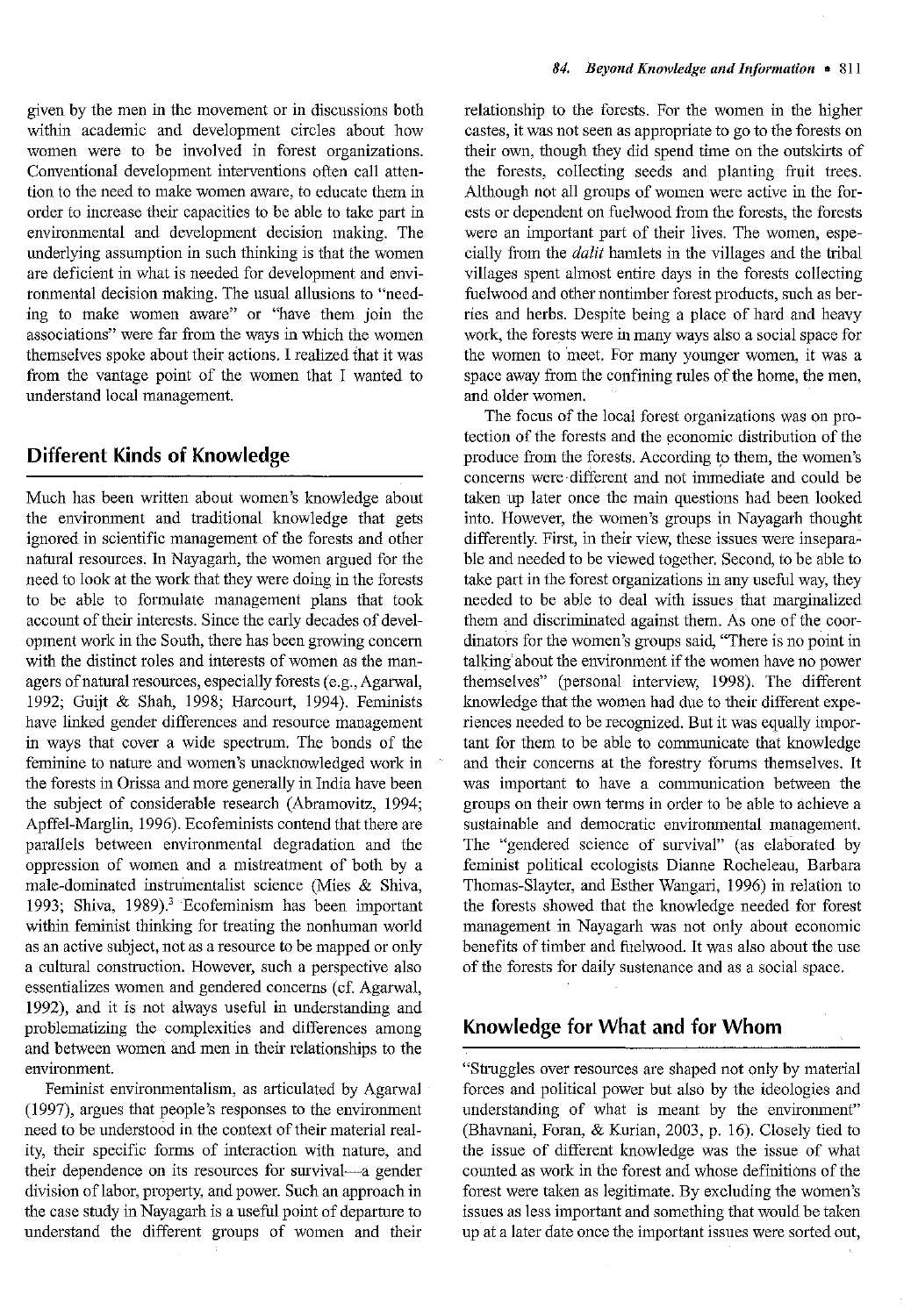given by the men in the movement or in discussions both within academic and development circles about how women were to be involved in forest organizations. Conventional development interventions often call attention to the need to make women aware, to educate them in order to increase their capacities to be able to take part in environmental and development decision making. The underlying assumption in such thinking is that the women are deficient in what is needed for development and environmental decision making. The usual allusions to "needing to make women aware" or "have them join the associations" were far from the ways in which the women themselves spoke about their actions. I realized that it was from the vantage point of the women that I wanted to understand local management.

## Different Kinds of Knowledge

Much has been written about women's knowledge about the environment and traditional knowledge that gets ignored in scientific management of the forests and other natural resources. In Nayagarh, the women argued for the need to look at the work that they were doing in the forests to be able to formulate management plans that took account of their interests. Since the early decades of development work in the South, there has been growing concern with the distinct roles and interests of women as the managers of natural resources, especially forests (e.g., Agarwal, 1992; Guijt & Shah, 1998; Harcourt, 1994). Feminists have linked gender differences and resource management in ways that cover a wide spectrum. The bonds of the feminine to nature and women's unacknowledged work in the forests in Orissa and more generally in India have been the subject of considerable research (Abramovitz, 1994; Apffel-Marglin, 1996). Ecofeminists contend that there are parallels between environmental degradation and the oppression of women and a mistreatment of both by a male-dominated instrumentalist science (Mies & Shiva, 1993; Shiva, 1989).[3] Ecofeminism has been important within feminist thinking for treating the nonhuman world as an active subject, not as a resource to be mapped or only a cultural construction. However, such a perspective also essentializes women and gendered concerns (cf. Agarwal, 1992), and it is not always useful in understanding and problematizing the complexities and differences among and between women and men in their relationships to the environment.

Feminist environmentalism, as articulated by Agarwal (1997), argues that people's responses to the environment need to be understood in the context of their material reality, their specific forms of interaction with nature, and their dependence on its resources for survival—a gender division of labor, property, and power. Such an approach in the case study in Nayagarh is a useful point of departure to understand the different groups of women and their relationship to the forests. For the women in the higher castes, it was not seen as appropriate to go to the forests on their own, though they did spend time on the outskirts of the forests, collecting seeds and planting fruit trees. Although not all groups of women were active in the forests or dependent on fuelwood from the forests, the forests were an important part of their lives. The women, especially from the *dalit* hamlets in the villages and the tribal villages spent almost entire days in the forests collecting fuelwood and other nontimber forest products, such as berries and herbs. Despite being a place of hard and heavy work, the forests were in many ways also a social space for the women to meet. For many younger women, it was a space away from the confining rules of the home, the men, and older women.

The focus of the local forest organizations was on protection of the forests and the economic distribution of the produce from the forests. According to them, the women's concerns were different and not immediate and could be taken up later once the main questions had been looked into. However, the women's groups in Nayagarh thought differently. First, in their view, these issues were inseparable and needed to be viewed together. Second, to be able to take part in the forest organizations in any useful way, they needed to be able to deal with issues that marginalized them and discriminated against them. As one of the coordinators for the women's groups said, "There is no point in talking about the environment if the women have no power themselves" (personal interview, 1998). The different knowledge that the women had due to their different experiences needed to be recognized. But it was equally important for them to be able to communicate that knowledge and their concerns at the forestry forums themselves. It was important to have a communication between the groups on their own terms in order to be able to achieve a sustainable and democratic environmental management. The "gendered science of survival" (as elaborated by feminist political ecologists Dianne Rocheleau, Barbara Thomas-Slayter, and Esther Wangari, 1996) in relation to the forests showed that the knowledge needed for forest management in Nayagarh was not only about economic benefits of timber and fuelwood. It was also about the use of the forests for daily sustenance and as a social space.

## Knowledge for What and for Whom

"Struggles over resources are shaped not only by material forces and political power but also by the ideologies and understanding of what is meant by the environment" (Bhavnani, Foran, & Kurian, 2003, p. 16). Closely tied to the issue of different knowledge was the issue of what counted as work in the forest and whose definitions of the forest were taken as legitimate. By excluding the women's issues as less important and something that would be taken up at a later date once the important issues were sorted out,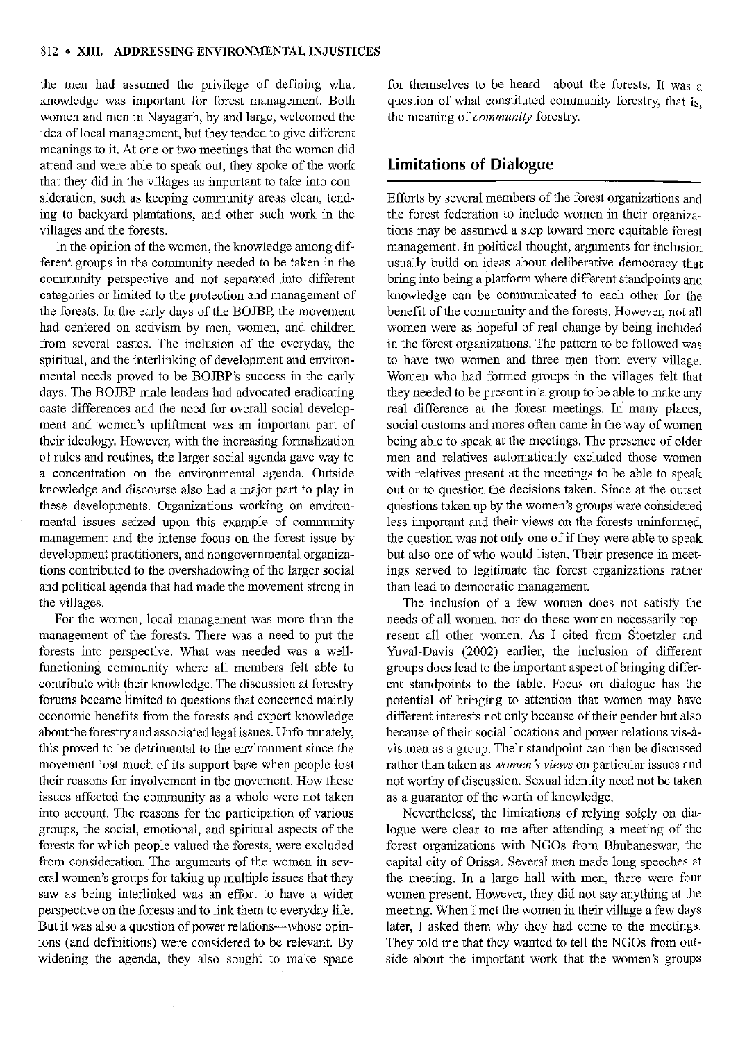the men had assumed the privilege of defining what knowledge was important for forest management. Both women and men in Nayagarh, by and large, welcomed the idea of local management, but they tended to give different meanings to it. At one or two meetings that the women did attend and were able to speak out, they spoke of the work that they did in the villages as important to take into consideration, such as keeping community areas clean, tending to backyard plantations, and other such work in the villages and the forests.

In the opinion of the women, the knowledge among different groups in the community needed to be taken in the community perspective and not separated into different categories or limited to the protection and management of the forests. In the early days of the BOJBP, the movement had centered on activism by men, women, and children from several castes. The inclusion of the everyday, the spiritual, and the interlinking of development and environmental needs proved to be BOJBP's success in the early days. The BOJBP male leaders had advocated eradicating caste differences and the need for overall social development and women's upliftment was an important part of their ideology. However, with the increasing formalization of rules and routines, the larger social agenda gave way to a concentration on the environmental agenda. Outside knowledge and discourse also had a major part to play in these developments. Organizations working on environmental issues seized upon this example of community management and the intense focus on the forest issue by development practitioners, and nongovernmental organizations contributed to the overshadowing of the larger social and political agenda that had made the movement strong in the villages.

For the women, local management was more than the management of the forests. There was a need to put the forests into perspective. What was needed was a well-functioning community where all members felt able to contribute with their knowledge. The discussion at forestry forums became limited to questions that concerned mainly economic benefits from the forests and expert knowledge about the forestry and associated legal issues. Unfortunately, this proved to be detrimental to the environment since the movement lost much of its support base when people lost their reasons for involvement in the movement. How these issues affected the community as a whole were not taken into account. The reasons for the participation of various groups, the social, emotional, and spiritual aspects of the forests for which people valued the forests, were excluded from consideration. The arguments of the women in several women's groups for taking up multiple issues that they saw as being interlinked was an effort to have a wider perspective on the forests and to link them to everyday life. But it was also a question of power relations—whose opinions (and definitions) were considered to be relevant. By widening the agenda, they also sought to make space for themselves to be heard—about the forests. It was a question of what constituted community forestry, that is, the meaning of *community* forestry.

## Limitations of Dialogue

Efforts by several members of the forest organizations and the forest federation to include women in their organizations may be assumed a step toward more equitable forest management. In political thought, arguments for inclusion usually build on ideas about deliberative democracy that bring into being a platform where different standpoints and knowledge can be communicated to each other for the benefit of the community and the forests. However, not all women were as hopeful of real change by being included in the forest organizations. The pattern to be followed was to have two women and three men from every village. Women who had formed groups in the villages felt that they needed to be present in a group to be able to make any real difference at the forest meetings. In many places, social customs and mores often came in the way of women being able to speak at the meetings. The presence of older men and relatives automatically excluded those women with relatives present at the meetings to be able to speak out or to question the decisions taken. Since at the outset questions taken up by the women's groups were considered less important and their views on the forests uninformed, the question was not only one of if they were able to speak but also one of who would listen. Their presence in meetings served to legitimate the forest organizations rather than lead to democratic management.

The inclusion of a few women does not satisfy the needs of all women, nor do these women necessarily represent all other women. As I cited from Stoetzler and Yuval-Davis (2002) earlier, the inclusion of different groups does lead to the important aspect of bringing different standpoints to the table. Focus on dialogue has the potential of bringing to attention that women may have different interests not only because of their gender but also because of their social locations and power relations vis-à-vis men as a group. Their standpoint can then be discussed rather than taken as *women's views* on particular issues and not worthy of discussion. Sexual identity need not be taken as a guarantor of the worth of knowledge.

Nevertheless, the limitations of relying solely on dialogue were clear to me after attending a meeting of the forest organizations with NGOs from Bhubaneswar, the capital city of Orissa. Several men made long speeches at the meeting. In a large hall with men, there were four women present. However, they did not say anything at the meeting. When I met the women in their village a few days later, I asked them why they had come to the meetings. They told me that they wanted to tell the NGOs from outside about the important work that the women's groups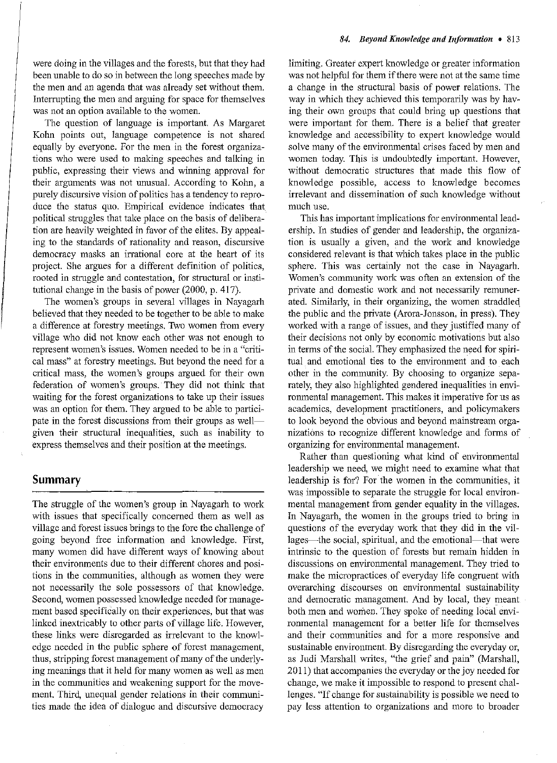were doing in the villages and the forests, but that they had been unable to do so in between the long speeches made by the men and an agenda that was already set without them. Interrupting the men and arguing for space for themselves was not an option available to the women.

The question of language is important. As Margaret Kohn points out, language competence is not shared equally by everyone. For the men in the forest organizations who were used to making speeches and talking in public, expressing their views and winning approval for their arguments was not unusual. According to Kohn, a purely discursive vision of politics has a tendency to reproduce the status quo. Empirical evidence indicates that political struggles that take place on the basis of deliberation are heavily weighted in favor of the elites. By appealing to the standards of rationality and reason, discursive democracy masks an irrational core at the heart of its project. She argues for a different definition of politics, rooted in struggle and contestation, for structural or institutional change in the basis of power (2000, p. 417).

The women's groups in several villages in Nayagarh believed that they needed to be together to be able to make a difference at forestry meetings. Two women from every village who did not know each other was not enough to represent women's issues. Women needed to be in a "critical mass" at forestry meetings. But beyond the need for a critical mass, the women's groups argued for their own federation of women's groups. They did not think that waiting for the forest organizations to take up their issues was an option for them. They argued to be able to participate in the forest discussions from their groups as well—given their structural inequalities, such as inability to express themselves and their position at the meetings.

## Summary

The struggle of the women's group in Nayagarh to work with issues that specifically concerned them as well as village and forest issues brings to the fore the challenge of going beyond free information and knowledge. First, many women did have different ways of knowing about their environments due to their different chores and positions in the communities, although as women they were not necessarily the sole possessors of that knowledge. Second, women possessed knowledge needed for management based specifically on their experiences, but that was linked inextricably to other parts of village life. However, these links were disregarded as irrelevant to the knowledge needed in the public sphere of forest management, thus, stripping forest management of many of the underlying meanings that it held for many women as well as men in the communities and weakening support for the movement. Third, unequal gender relations in their communities made the idea of dialogue and discursive democracy limiting. Greater expert knowledge or greater information was not helpful for them if there were not at the same time a change in the structural basis of power relations. The way in which they achieved this temporarily was by having their own groups that could bring up questions that were important for them. There is a belief that greater knowledge and accessibility to expert knowledge would solve many of the environmental crises faced by men and women today. This is undoubtedly important. However, without democratic structures that made this flow of knowledge possible, access to knowledge becomes irrelevant and dissemination of such knowledge without much use.

This has important implications for environmental leadership. In studies of gender and leadership, the organization is usually a given, and the work and knowledge considered relevant is that which takes place in the public sphere. This was certainly not the case in Nayagarh. Women's community work was often an extension of the private and domestic work and not necessarily remunerated. Similarly, in their organizing, the women straddled the public and the private (Arora-Jonsson, in press). They worked with a range of issues, and they justified many of their decisions not only by economic motivations but also in terms of the social. They emphasized the need for spiritual and emotional ties to the environment and to each other in the community. By choosing to organize separately, they also highlighted gendered inequalities in environmental management. This makes it imperative for us as academics, development practitioners, and policymakers to look beyond the obvious and beyond mainstream organizations to recognize different knowledge and forms of organizing for environmental management.

Rather than questioning what kind of environmental leadership we need, we might need to examine what that leadership is for? For the women in the communities, it was impossible to separate the struggle for local environmental management from gender equality in the villages. In Nayagarh, the women in the groups tried to bring in questions of the everyday work that they did in the villages—the social, spiritual, and the emotional—that were intrinsic to the question of forests but remain hidden in discussions on environmental management. They tried to make the micropractices of everyday life congruent with overarching discourses on environmental sustainability and democratic management. And by local, they meant both men and women. They spoke of needing local environmental management for a better life for themselves and their communities and for a more responsive and sustainable environment. By disregarding the everyday or, as Judi Marshall writes, "the grief and pain" (Marshall, 2011) that accompanies the everyday or the joy needed for change, we make it impossible to respond to present challenges. "If change for sustainability is possible we need to pay less attention to organizations and more to broader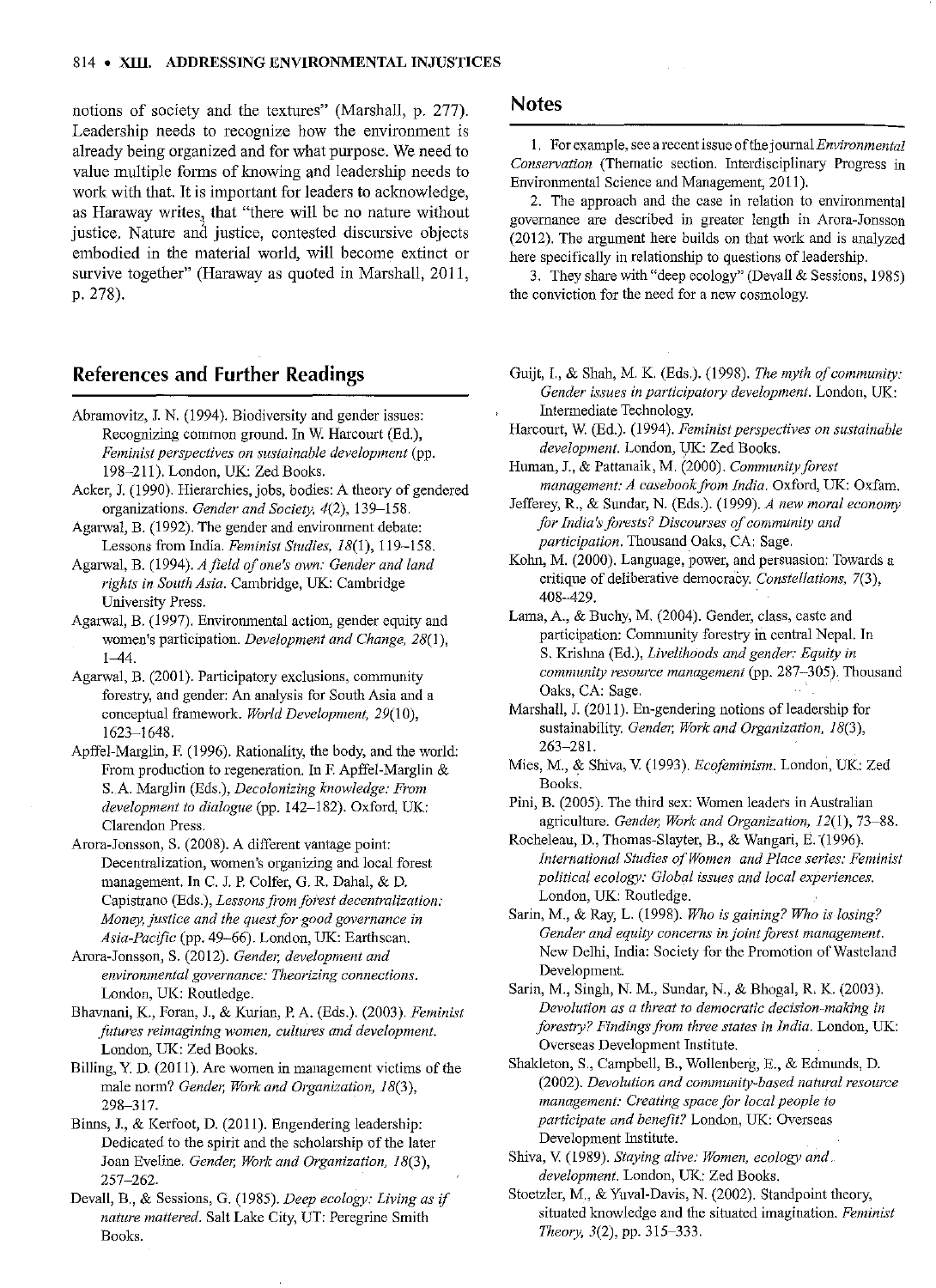notions of society and the textures" (Marshall, p. 277). Leadership needs to recognize how the environment is already being organized and for what purpose. We need to value multiple forms of knowing and leadership needs to work with that. It is important for leaders to acknowledge, as Haraway writes, that "there will be no nature without justice. Nature and justice, contested discursive objects embodied in the material world, will become extinct or survive together" (Haraway as quoted in Marshall, 2011, p. 278).

## Notes

1. For example, see a recent issue of the journal *Environmental Conservation* (Thematic section. Interdisciplinary Progress in Environmental Science and Management, 2011).

2. The approach and the case in relation to environmental governance are described in greater length in Arora-Jonsson (2012). The argument here builds on that work and is analyzed here specifically in relationship to questions of leadership.

3. They share with "deep ecology" (Devall & Sessions, 1985) the conviction for the need for a new cosmology.

## References and Further Readings

Abramovitz, J. N. (1994). Biodiversity and gender issues: Recognizing common ground. In W. Harcourt (Ed.), *Feminist perspectives on sustainable development* (pp. 198–211). London, UK: Zed Books.

Acker, J. (1990). Hierarchies, jobs, bodies: A theory of gendered organizations. *Gender and Society, 4*(2), 139–158.

Agarwal, B. (1992). The gender and environment debate: Lessons from India. *Feminist Studies, 18*(1), 119–158.

Agarwal, B. (1994). *A field of one's own: Gender and land rights in South Asia*. Cambridge, UK: Cambridge University Press.

Agarwal, B. (1997). Environmental action, gender equity and women's participation. *Development and Change, 28*(1), 1–44.

Agarwal, B. (2001). Participatory exclusions, community forestry, and gender: An analysis for South Asia and a conceptual framework. *World Development, 29*(10), 1623–1648.

Apffel-Marglin, F. (1996). Rationality, the body, and the world: From production to regeneration. In F. Apffel-Marglin & S. A. Marglin (Eds.), *Decolonizing knowledge: From development to dialogue* (pp. 142–182). Oxford, UK: Clarendon Press.

Arora-Jonsson, S. (2008). A different vantage point: Decentralization, women's organizing and local forest management. In C. J. P. Colfer, G. R. Dahal, & D. Capistrano (Eds.), *Lessons from forest decentralization: Money, justice and the quest for good governance in Asia-Pacific* (pp. 49–66). London, UK: Earthscan.

Arora-Jonsson, S. (2012). *Gender, development and environmental governance: Theorizing connections*. London, UK: Routledge.

Bhavnani, K., Foran, J., & Kurian, P. A. (Eds.). (2003). *Feminist futures reimagining women, cultures and development*. London, UK: Zed Books.

Billing, Y. D. (2011). Are women in management victims of the male norm? *Gender, Work and Organization, 18*(3), 298–317.

Binns, J., & Kerfoot, D. (2011). Engendering leadership: Dedicated to the spirit and the scholarship of the later Joan Eveline. *Gender, Work and Organization, 18*(3), 257–262.

Devall, B., & Sessions, G. (1985). *Deep ecology: Living as if nature mattered*. Salt Lake City, UT: Peregrine Smith Books.

Guijt, I., & Shah, M. K. (Eds.). (1998). *The myth of community: Gender issues in participatory development*. London, UK: Intermediate Technology.

Harcourt, W. (Ed.). (1994). *Feminist perspectives on sustainable development*. London, UK: Zed Books.

Human, J., & Pattanaik, M. (2000). *Community forest management: A casebook from India*. Oxford, UK: Oxfam.

Jefferey, R., & Sundar, N. (Eds.). (1999). *A new moral economy for India's forests? Discourses of community and participation*. Thousand Oaks, CA: Sage.

Kohn, M. (2000). Language, power, and persuasion: Towards a critique of deliberative democracy. *Constellations, 7*(3), 408–429.

Lama, A., & Buchy, M. (2004). Gender, class, caste and participation: Community forestry in central Nepal. In S. Krishna (Ed.), *Livelihoods and gender: Equity in community resource management* (pp. 287–305). Thousand Oaks, CA: Sage.

Marshall, J. (2011). En-gendering notions of leadership for sustainability. *Gender, Work and Organization, 18*(3), 263–281.

Mies, M., & Shiva, V. (1993). *Ecofeminism*. London, UK: Zed Books.

Pini, B. (2005). The third sex: Women leaders in Australian agriculture. *Gender, Work and Organization, 12*(1), 73–88.

Rocheleau, D., Thomas-Slayter, B., & Wangari, E. (1996). *International Studies of Women and Place series: Feminist political ecology: Global issues and local experiences*. London, UK: Routledge.

Sarin, M., & Ray, L. (1998). *Who is gaining? Who is losing? Gender and equity concerns in joint forest management*. New Delhi, India: Society for the Promotion of Wasteland Development.

Sarin, M., Singh, N. M., Sundar, N., & Bhogal, R. K. (2003). *Devolution as a threat to democratic decision-making in forestry? Findings from three states in India*. London, UK: Overseas Development Institute.

Shakleton, S., Campbell, B., Wollenberg, E., & Edmunds, D. (2002). *Devolution and community-based natural resource management: Creating space for local people to participate and benefit?* London, UK: Overseas Development Institute.

Shiva, V. (1989). *Staying alive: Women, ecology and development*. London, UK: Zed Books.

Stoetzler, M., & Yuval-Davis, N. (2002). Standpoint theory, situated knowledge and the situated imagination. *Feminist Theory, 3*(2), pp. 315–333.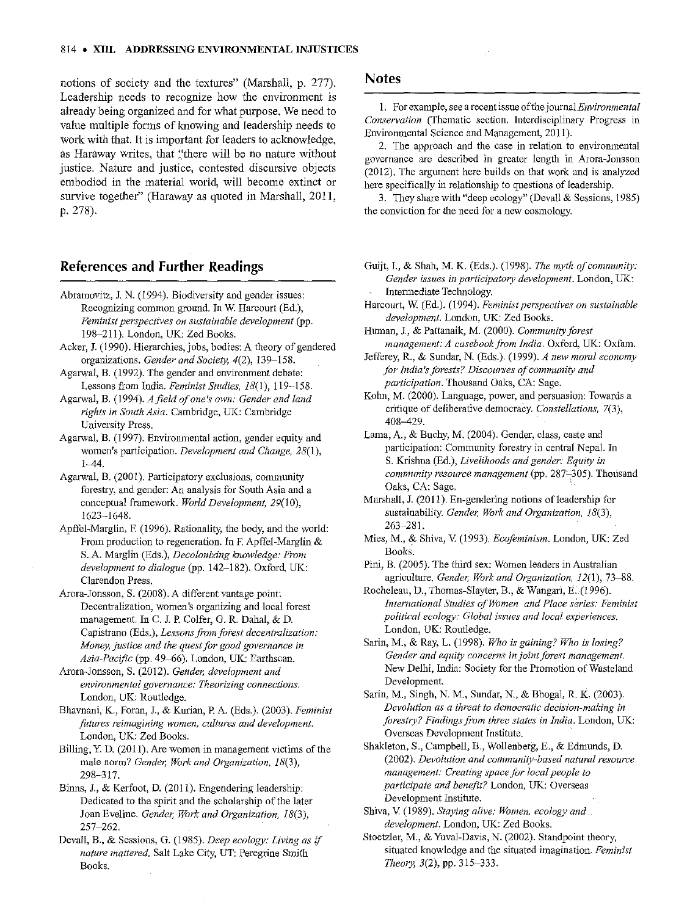notions of society and the textures" (Marshall, p. 277). Leadership needs to recognize how the environment is already being organized and for what purpose. We need to value multiple forms of knowing and leadership needs to work with that. It is important for leaders to acknowledge, as Haraway writes, that "there will be no nature without justice. Nature and justice, contested discursive objects embodied in the material world, will become extinct or survive together" (Haraway as quoted in Marshall, 2011, p. 278).

## Notes

1. For example, see a recent issue of the journal *Environmental Conservation* (Thematic section. Interdisciplinary Progress in Environmental Science and Management, 2011).

2. The approach and the case in relation to environmental governance are described in greater length in Arora-Jonsson (2012). The argument here builds on that work and is analyzed here specifically in relationship to questions of leadership.

3. They share with "deep ecology" (Devall & Sessions, 1985) the conviction for the need for a new cosmology.

## References and Further Readings

Abramovitz, J. N. (1994). Biodiversity and gender issues: Recognizing common ground. In W. Harcourt (Ed.), *Feminist perspectives on sustainable development* (pp. 198–211). London, UK: Zed Books.

Acker, J. (1990). Hierarchies, jobs, bodies: A theory of gendered organizations. *Gender and Society, 4*(2), 139–158.

Agarwal, B. (1992). The gender and environment debate: Lessons from India. *Feminist Studies, 18*(1), 119–158.

Agarwal, B. (1994). *A field of one's own: Gender and land rights in South Asia*. Cambridge, UK: Cambridge University Press.

Agarwal, B. (1997). Environmental action, gender equity and women's participation. *Development and Change, 28*(1), 1–44.

Agarwal, B. (2001). Participatory exclusions, community forestry, and gender: An analysis for South Asia and a conceptual framework. *World Development, 29*(10), 1623–1648.

Apffel-Marglin, F. (1996). Rationality, the body, and the world: From production to regeneration. In F. Apffel-Marglin & S. A. Marglin (Eds.), *Decolonizing knowledge: From development to dialogue* (pp. 142–182). Oxford, UK: Clarendon Press.

Arora-Jonsson, S. (2008). A different vantage point: Decentralization, women's organizing and local forest management. In C. J. P. Colfer, G. R. Dahal, & D. Capistrano (Eds.), *Lessons from forest decentralization: Money, justice and the quest for good governance in Asia-Pacific* (pp. 49–66). London, UK: Earthscan.

Arora-Jonsson, S. (2012). *Gender, development and environmental governance: Theorizing connections*. London, UK: Routledge.

Bhavnani, K., Foran, J., & Kurian, P. A. (Eds.). (2003). *Feminist futures reimagining women, cultures and development*. London, UK: Zed Books.

Billing, Y. D. (2011). Are women in management victims of the male norm? *Gender, Work and Organization, 18*(3), 298–317.

Binns, J., & Kerfoot, D. (2011). Engendering leadership: Dedicated to the spirit and the scholarship of the later Joan Eveline. *Gender, Work and Organization, 18*(3), 257–262.

Devall, B., & Sessions, G. (1985). *Deep ecology: Living as if nature mattered*. Salt Lake City, UT: Peregrine Smith Books.

Guijt, I., & Shah, M. K. (Eds.). (1998). *The myth of community: Gender issues in participatory development*. London, UK: Intermediate Technology.

Harcourt, W. (Ed.). (1994). *Feminist perspectives on sustainable development*. London, UK: Zed Books.

Human, J., & Pattanaik, M. (2000). *Community forest management: A casebook from India*. Oxford, UK: Oxfam.

Jefferey, R., & Sundar, N. (Eds.). (1999). *A new moral economy for India's forests? Discourses of community and participation*. Thousand Oaks, CA: Sage.

Kohn, M. (2000). Language, power, and persuasion: Towards a critique of deliberative democracy. *Constellations, 7*(3), 408–429.

Lama, A., & Buchy, M. (2004). Gender, class, caste and participation: Community forestry in central Nepal. In S. Krishna (Ed.), *Livelihoods and gender: Equity in community resource management* (pp. 287–305). Thousand Oaks, CA: Sage.

Marshall, J. (2011). En-gendering notions of leadership for sustainability. *Gender, Work and Organization, 18*(3), 263–281.

Mies, M., & Shiva, V. (1993). *Ecofeminism*. London, UK: Zed Books.

Pini, B. (2005). The third sex: Women leaders in Australian agriculture. *Gender, Work and Organization, 12*(1), 73–88.

Rocheleau, D., Thomas-Slayter, B., & Wangari, E. (1996). *International Studies of Women and Place series: Feminist political ecology: Global issues and local experiences*. London, UK: Routledge.

Sarin, M., & Ray, L. (1998). *Who is gaining? Who is losing? Gender and equity concerns in joint forest management*. New Delhi, India: Society for the Promotion of Wasteland Development.

Sarin, M., Singh, N. M., Sundar, N., & Bhogal, R. K. (2003). *Devolution as a threat to democratic decision-making in forestry? Findings from three states in India*. London, UK: Overseas Development Institute.

Shakleton, S., Campbell, B., Wollenberg, E., & Edmunds, D. (2002). *Devolution and community-based natural resource management: Creating space for local people to participate and benefit?* London, UK: Overseas Development Institute.

Shiva, V. (1989). *Staying alive: Women, ecology and development*. London, UK: Zed Books.

Stoetzler, M., & Yuval-Davis, N. (2002). Standpoint theory, situated knowledge and the situated imagination. *Feminist Theory, 3*(2), pp. 315–333.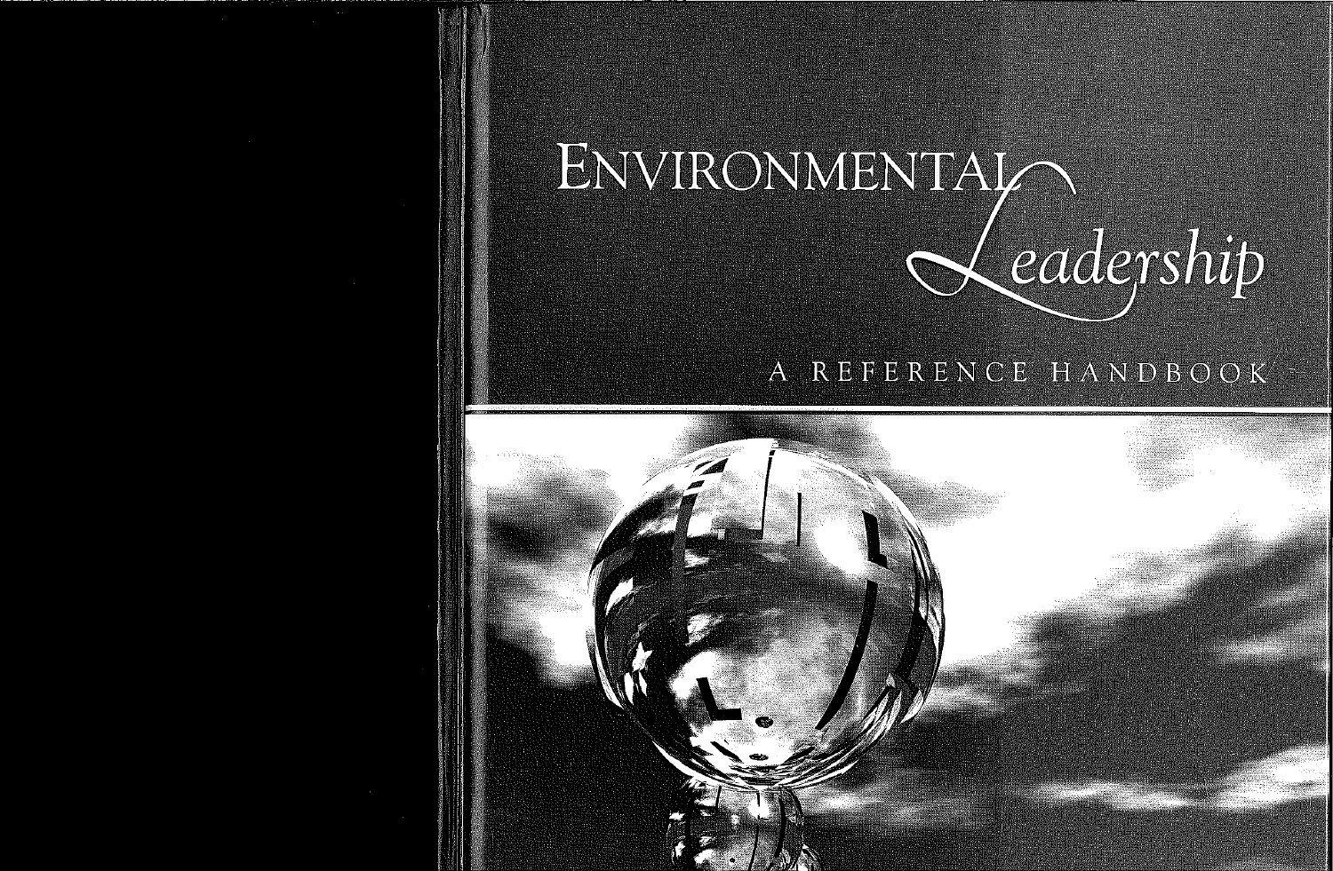# Environmental Leadership

## A Reference Handbook